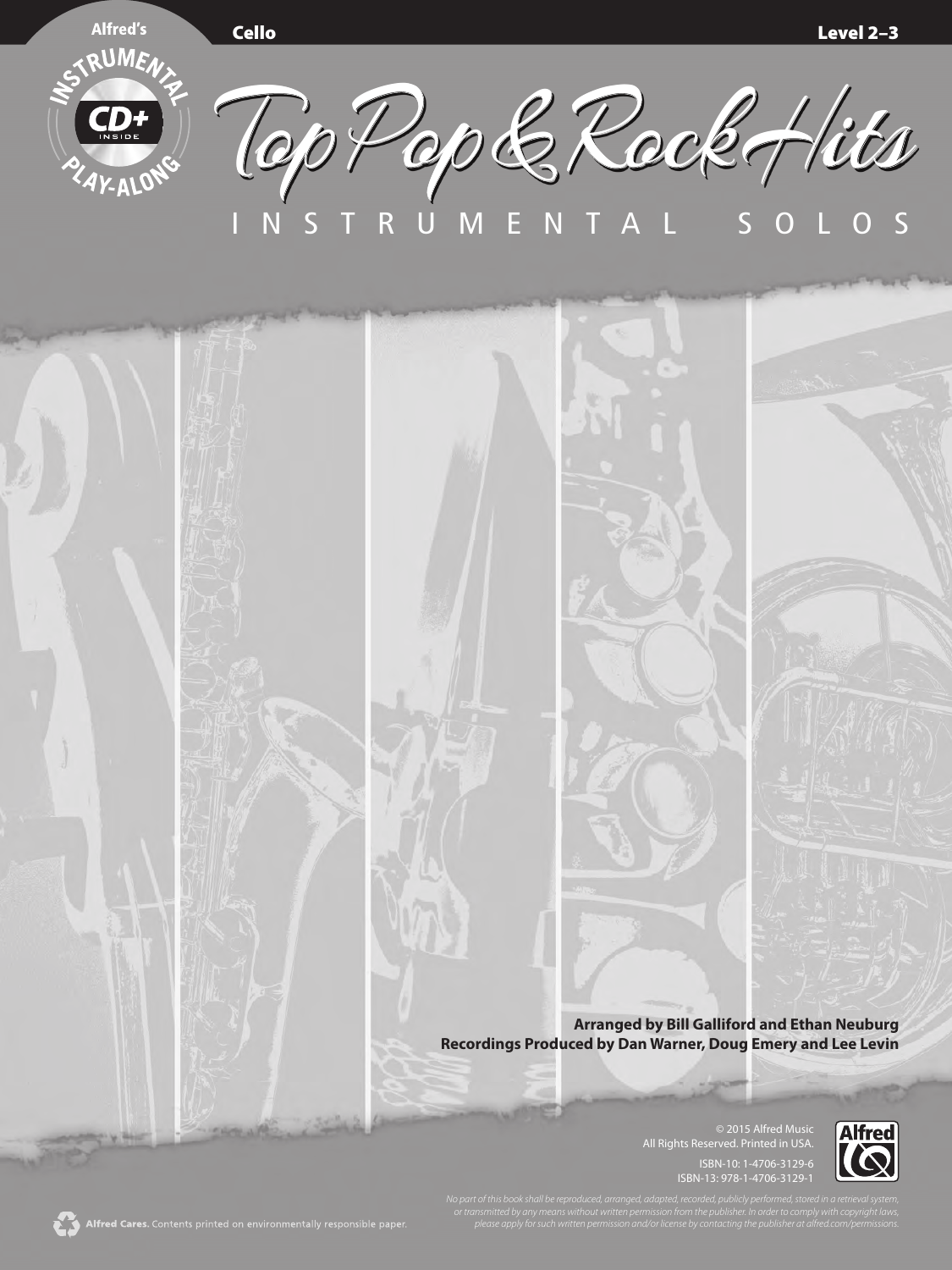Alfred's

INSTRUMENTAL CD+ INSIDE PLAY-ALONG

**Cello** **Level 2–3**

# Top Pop & Rock Hits

## INSTRUMENTAL SOLOS

**Arranged by Bill Galliford and Ethan Neuburg**
**Recordings Produced by Dan Warner, Doug Emery and Lee Levin**

© 2015 Alfred Music
All Rights Reserved. Printed in USA.

ISBN-10: 1-4706-3129-6
ISBN-13: 978-1-4706-3129-1

*No part of this book shall be reproduced, arranged, adapted, recorded, publicly performed, stored in a retrieval system, or transmitted by any means without written permission from the publisher. In order to comply with copyright laws, please apply for such written permission and/or license by contacting the publisher at alfred.com/permissions.*

Alfred Cares. Contents printed on environmentally responsible paper.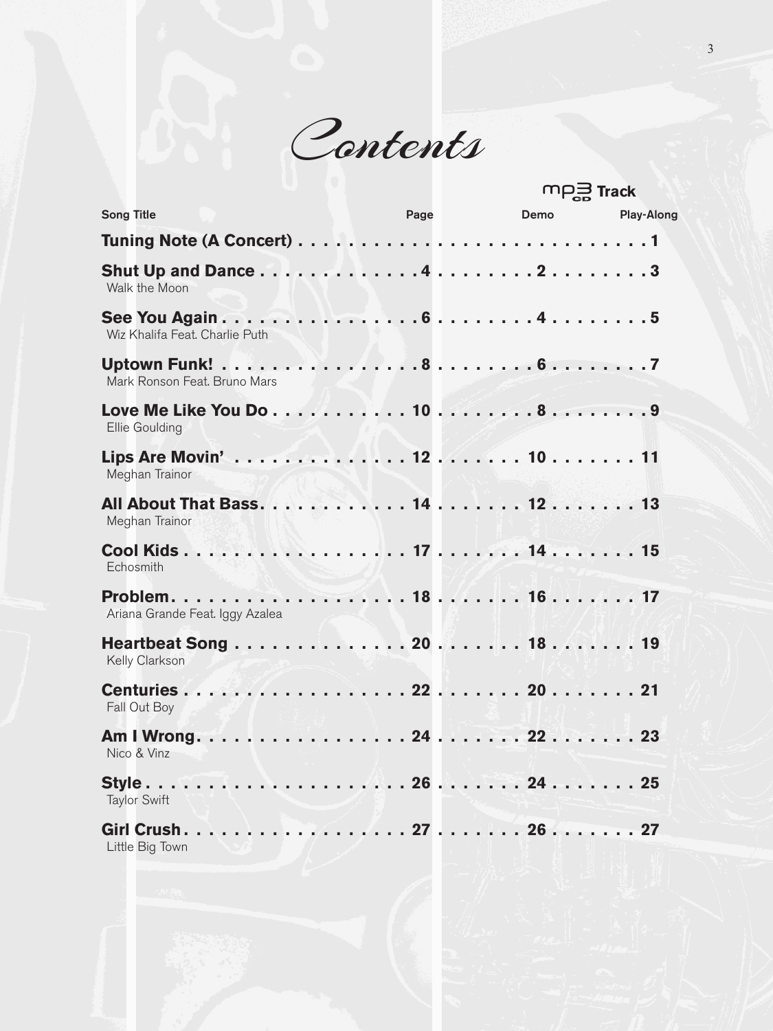# Contents

| Song Title | Page | MP3 CD Track Demo | MP3 CD Track Play-Along |
|---|---|---|---|
| **Tuning Note (A Concert)** | | | **1** |
| **Shut Up and Dance**<br>Walk the Moon | **4** | **2** | **3** |
| **See You Again**<br>Wiz Khalifa Feat. Charlie Puth | **6** | **4** | **5** |
| **Uptown Funk!**<br>Mark Ronson Feat. Bruno Mars | **8** | **6** | **7** |
| **Love Me Like You Do**<br>Ellie Goulding | **10** | **8** | **9** |
| **Lips Are Movin'**<br>Meghan Trainor | **12** | **10** | **11** |
| **All About That Bass**<br>Meghan Trainor | **14** | **12** | **13** |
| **Cool Kids**<br>Echosmith | **17** | **14** | **15** |
| **Problem**<br>Ariana Grande Feat. Iggy Azalea | **18** | **16** | **17** |
| **Heartbeat Song**<br>Kelly Clarkson | **20** | **18** | **19** |
| **Centuries**<br>Fall Out Boy | **22** | **20** | **21** |
| **Am I Wrong**<br>Nico & Vinz | **24** | **22** | **23** |
| **Style**<br>Taylor Swift | **26** | **24** | **25** |
| **Girl Crush**<br>Little Big Town | **27** | **26** | **27** |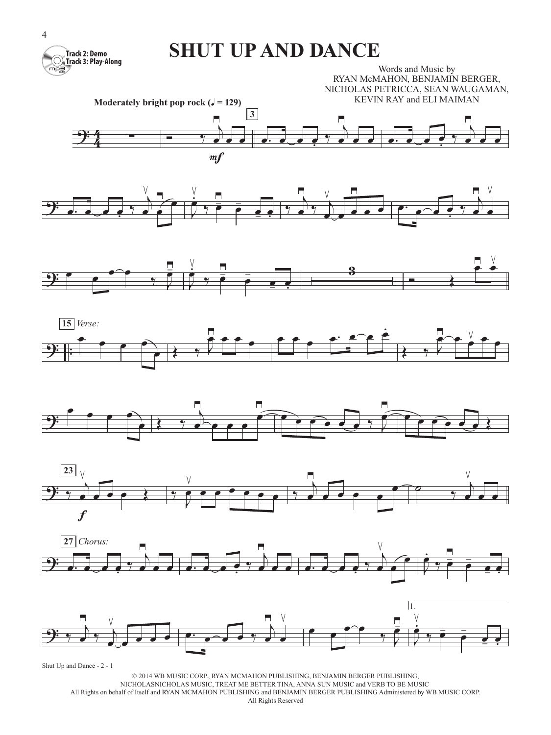# SHUT UP AND DANCE

Track 2: Demo
Track 3: Play-Along

Words and Music by
RYAN McMAHON, BENJAMIN BERGER,
NICHOLAS PETRICCA, SEAN WAUGAMAN,
KEVIN RAY and ELI MAIMAN

**Moderately bright pop rock** (♩ = 129)

Shut Up and Dance - 2 - 1

© 2014 WB MUSIC CORP., RYAN MCMAHON PUBLISHING, BENJAMIN BERGER PUBLISHING,
NICHOLASNICHOLAS MUSIC, TREAT ME BETTER TINA, ANNA SUN MUSIC and VERB TO BE MUSIC
All Rights on behalf of Itself and RYAN MCMAHON PUBLISHING and BENJAMIN BERGER PUBLISHING Administered by WB MUSIC CORP.
All Rights Reserved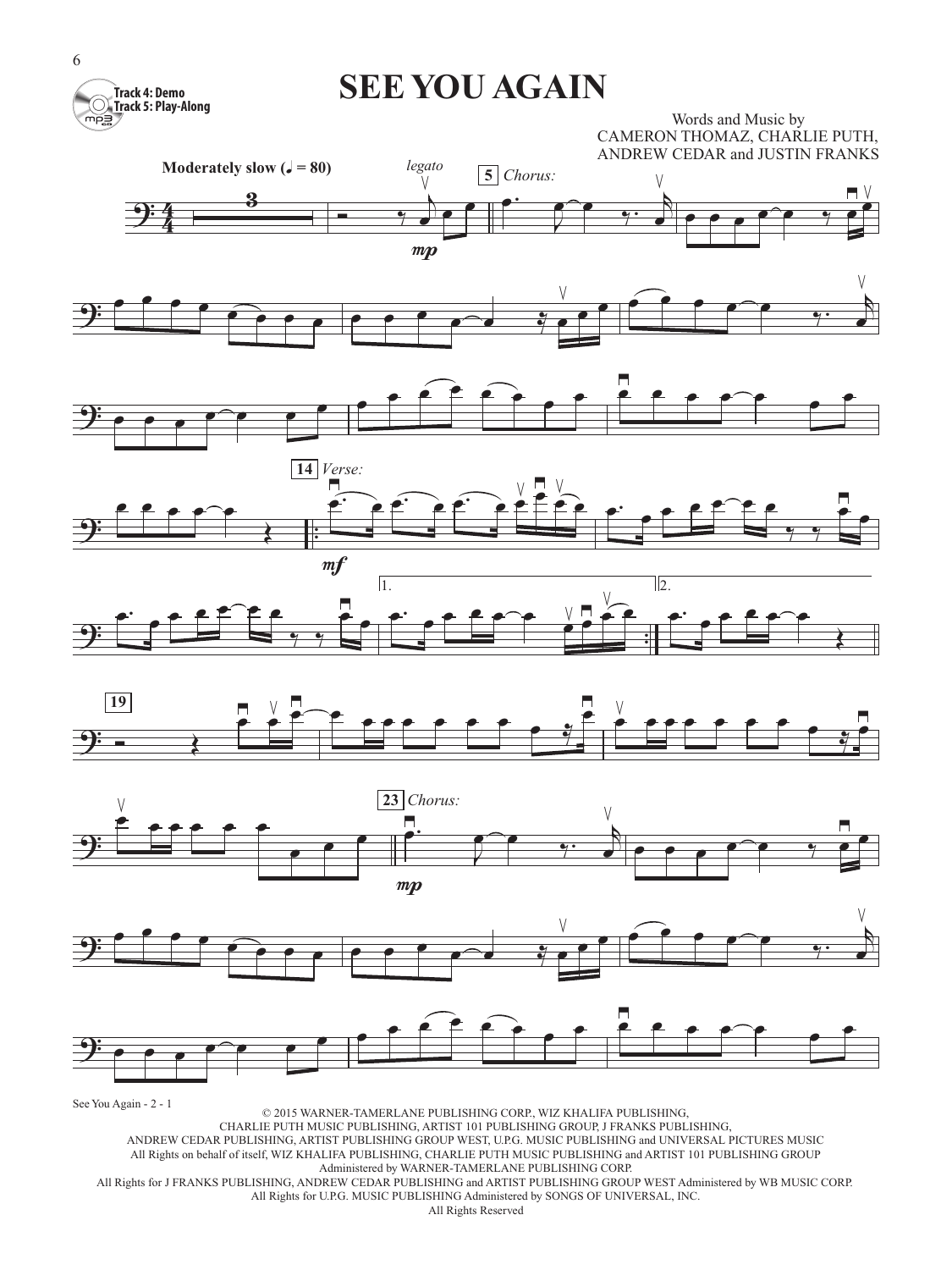# SEE YOU AGAIN

Track 4: Demo
Track 5: Play-Along

Words and Music by
CAMERON THOMAZ, CHARLIE PUTH,
ANDREW CEDAR and JUSTIN FRANKS

Moderately slow (♩ = 80)

*legato*

*mp*

5 *Chorus:*

14 *Verse:*

*mf*

1.

2.

19

23 *Chorus:*

*mp*

See You Again - 2 - 1

© 2015 WARNER-TAMERLANE PUBLISHING CORP., WIZ KHALIFA PUBLISHING,
CHARLIE PUTH MUSIC PUBLISHING, ARTIST 101 PUBLISHING GROUP, J FRANKS PUBLISHING,
ANDREW CEDAR PUBLISHING, ARTIST PUBLISHING GROUP WEST, U.P.G. MUSIC PUBLISHING and UNIVERSAL PICTURES MUSIC
All Rights on behalf of itself, WIZ KHALIFA PUBLISHING, CHARLIE PUTH MUSIC PUBLISHING and ARTIST 101 PUBLISHING GROUP
Administered by WARNER-TAMERLANE PUBLISHING CORP.
All Rights for J FRANKS PUBLISHING, ANDREW CEDAR PUBLISHING and ARTIST PUBLISHING GROUP WEST Administered by WB MUSIC CORP.
All Rights for U.P.G. MUSIC PUBLISHING Administered by SONGS OF UNIVERSAL, INC.
All Rights Reserved